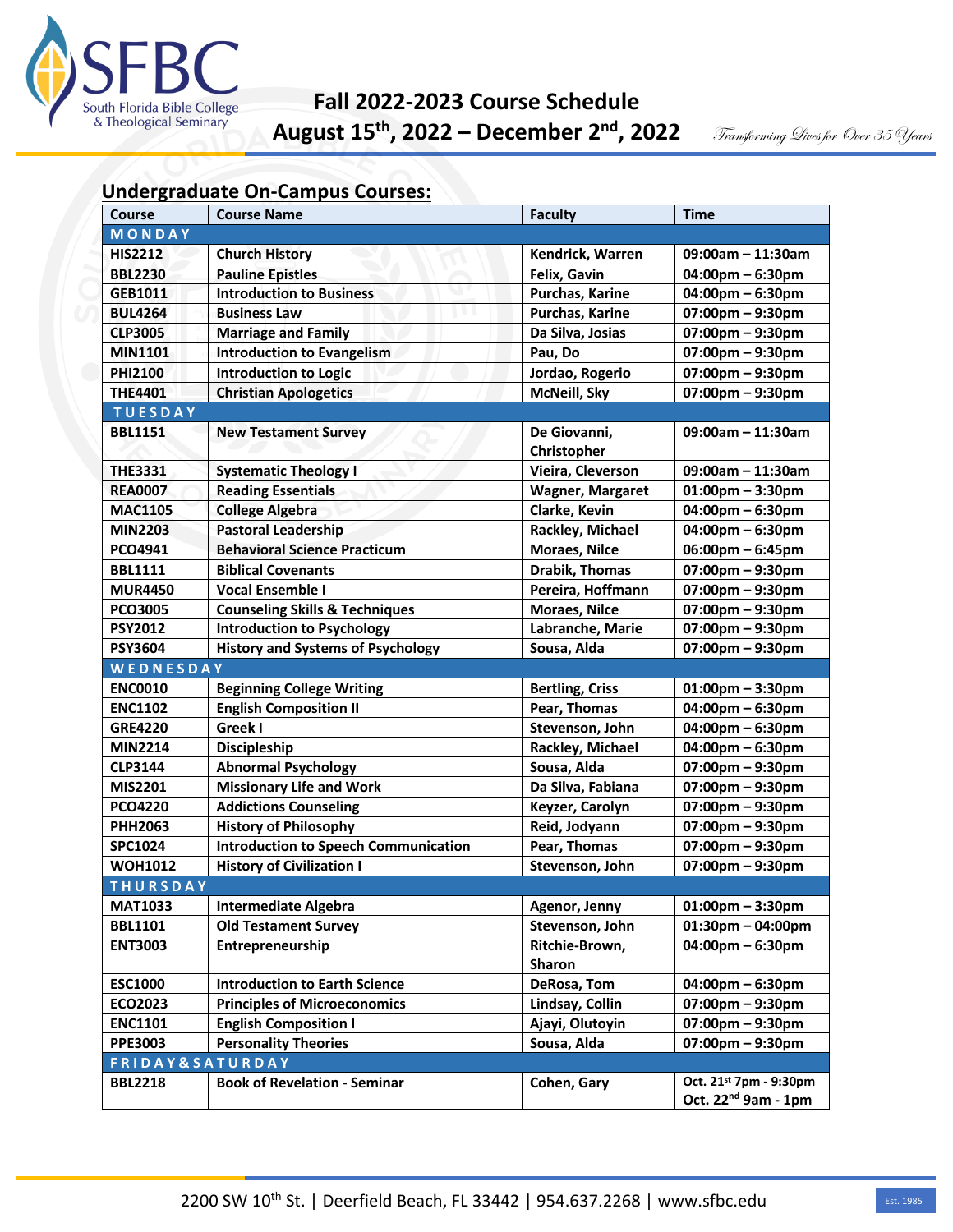South Florida Bible College & Theological Seminary

# Fall 2022-2023 Course Schedule

## August 15th, 2022 – December 2nd, 2022

*Transforming Lives for Over 35 Years*

## Undergraduate On-Campus Courses:

| Course | Course Name | Faculty | Time |
|---|---|---|---|
| **MONDAY** | | | |
| HIS2212 | Church History | Kendrick, Warren | 09:00am – 11:30am |
| BBL2230 | Pauline Epistles | Felix, Gavin | 04:00pm – 6:30pm |
| GEB1011 | Introduction to Business | Purchas, Karine | 04:00pm – 6:30pm |
| BUL4264 | Business Law | Purchas, Karine | 07:00pm – 9:30pm |
| CLP3005 | Marriage and Family | Da Silva, Josias | 07:00pm – 9:30pm |
| MIN1101 | Introduction to Evangelism | Pau, Do | 07:00pm – 9:30pm |
| PHI2100 | Introduction to Logic | Jordao, Rogerio | 07:00pm – 9:30pm |
| THE4401 | Christian Apologetics | McNeill, Sky | 07:00pm – 9:30pm |
| **TUESDAY** | | | |
| BBL1151 | New Testament Survey | De Giovanni, Christopher | 09:00am – 11:30am |
| THE3331 | Systematic Theology I | Vieira, Cleverson | 09:00am – 11:30am |
| REA0007 | Reading Essentials | Wagner, Margaret | 01:00pm – 3:30pm |
| MAC1105 | College Algebra | Clarke, Kevin | 04:00pm – 6:30pm |
| MIN2203 | Pastoral Leadership | Rackley, Michael | 04:00pm – 6:30pm |
| PCO4941 | Behavioral Science Practicum | Moraes, Nilce | 06:00pm – 6:45pm |
| BBL1111 | Biblical Covenants | Drabik, Thomas | 07:00pm – 9:30pm |
| MUR4450 | Vocal Ensemble I | Pereira, Hoffmann | 07:00pm – 9:30pm |
| PCO3005 | Counseling Skills & Techniques | Moraes, Nilce | 07:00pm – 9:30pm |
| PSY2012 | Introduction to Psychology | Labranche, Marie | 07:00pm – 9:30pm |
| PSY3604 | History and Systems of Psychology | Sousa, Alda | 07:00pm – 9:30pm |
| **WEDNESDAY** | | | |
| ENC0010 | Beginning College Writing | Bertling, Criss | 01:00pm – 3:30pm |
| ENC1102 | English Composition II | Pear, Thomas | 04:00pm – 6:30pm |
| GRE4220 | Greek I | Stevenson, John | 04:00pm – 6:30pm |
| MIN2214 | Discipleship | Rackley, Michael | 04:00pm – 6:30pm |
| CLP3144 | Abnormal Psychology | Sousa, Alda | 07:00pm – 9:30pm |
| MIS2201 | Missionary Life and Work | Da Silva, Fabiana | 07:00pm – 9:30pm |
| PCO4220 | Addictions Counseling | Keyzer, Carolyn | 07:00pm – 9:30pm |
| PHH2063 | History of Philosophy | Reid, Jodyann | 07:00pm – 9:30pm |
| SPC1024 | Introduction to Speech Communication | Pear, Thomas | 07:00pm – 9:30pm |
| WOH1012 | History of Civilization I | Stevenson, John | 07:00pm – 9:30pm |
| **THURSDAY** | | | |
| MAT1033 | Intermediate Algebra | Agenor, Jenny | 01:00pm – 3:30pm |
| BBL1101 | Old Testament Survey | Stevenson, John | 01:30pm – 04:00pm |
| ENT3003 | Entrepreneurship | Ritchie-Brown, Sharon | 04:00pm – 6:30pm |
| ESC1000 | Introduction to Earth Science | DeRosa, Tom | 04:00pm – 6:30pm |
| ECO2023 | Principles of Microeconomics | Lindsay, Collin | 07:00pm – 9:30pm |
| ENC1101 | English Composition I | Ajayi, Olutoyin | 07:00pm – 9:30pm |
| PPE3003 | Personality Theories | Sousa, Alda | 07:00pm – 9:30pm |
| **FRIDAY & SATURDAY** | | | |
| BBL2218 | Book of Revelation - Seminar | Cohen, Gary | Oct. 21st 7pm - 9:30pm<br>Oct. 22nd 9am - 1pm |

2200 SW 10th St. | Deerfield Beach, FL 33442 | 954.637.2268 | www.sfbc.edu

Est. 1985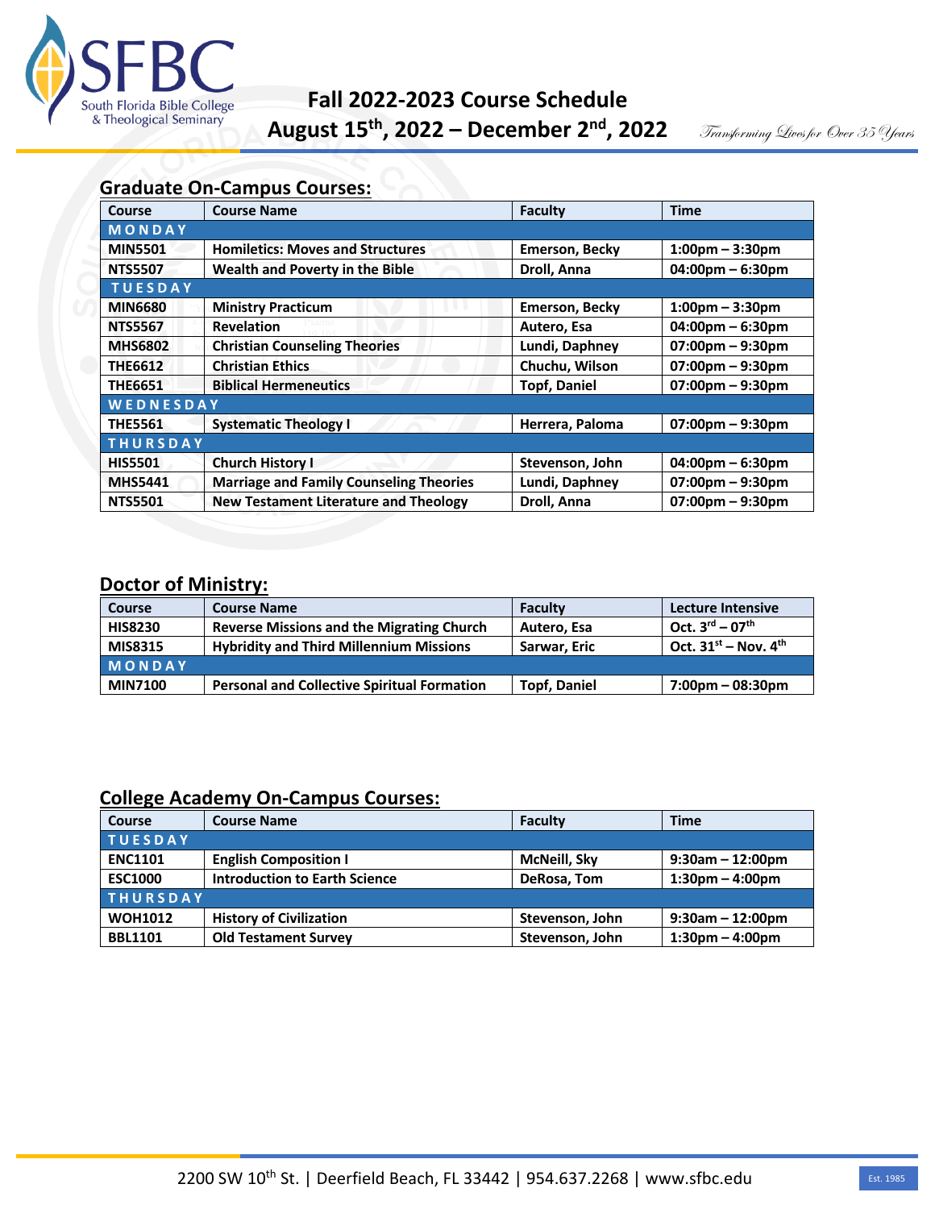# Fall 2022-2023 Course Schedule

## August 15th, 2022 – December 2nd, 2022

*Transforming Lives for Over 35 Years*

## Graduate On-Campus Courses:

| Course | Course Name | Faculty | Time |
|---|---|---|---|
| **MONDAY** | | | |
| MIN5501 | Homiletics: Moves and Structures | Emerson, Becky | 1:00pm – 3:30pm |
| NTS5507 | Wealth and Poverty in the Bible | Droll, Anna | 04:00pm – 6:30pm |
| **TUESDAY** | | | |
| MIN6680 | Ministry Practicum | Emerson, Becky | 1:00pm – 3:30pm |
| NTS5567 | Revelation | Autero, Esa | 04:00pm – 6:30pm |
| MHS6802 | Christian Counseling Theories | Lundi, Daphney | 07:00pm – 9:30pm |
| THE6612 | Christian Ethics | Chuchu, Wilson | 07:00pm – 9:30pm |
| THE6651 | Biblical Hermeneutics | Topf, Daniel | 07:00pm – 9:30pm |
| **WEDNESDAY** | | | |
| THE5561 | Systematic Theology I | Herrera, Paloma | 07:00pm – 9:30pm |
| **THURSDAY** | | | |
| HIS5501 | Church History I | Stevenson, John | 04:00pm – 6:30pm |
| MHS5441 | Marriage and Family Counseling Theories | Lundi, Daphney | 07:00pm – 9:30pm |
| NTS5501 | New Testament Literature and Theology | Droll, Anna | 07:00pm – 9:30pm |

## Doctor of Ministry:

| Course | Course Name | Faculty | Lecture Intensive |
|---|---|---|---|
| HIS8230 | Reverse Missions and the Migrating Church | Autero, Esa | Oct. 3rd – 07th |
| MIS8315 | Hybridity and Third Millennium Missions | Sarwar, Eric | Oct. 31st – Nov. 4th |
| **MONDAY** | | | |
| MIN7100 | Personal and Collective Spiritual Formation | Topf, Daniel | 7:00pm – 08:30pm |

## College Academy On-Campus Courses:

| Course | Course Name | Faculty | Time |
|---|---|---|---|
| **TUESDAY** | | | |
| ENC1101 | English Composition I | McNeill, Sky | 9:30am – 12:00pm |
| ESC1000 | Introduction to Earth Science | DeRosa, Tom | 1:30pm – 4:00pm |
| **THURSDAY** | | | |
| WOH1012 | History of Civilization | Stevenson, John | 9:30am – 12:00pm |
| BBL1101 | Old Testament Survey | Stevenson, John | 1:30pm – 4:00pm |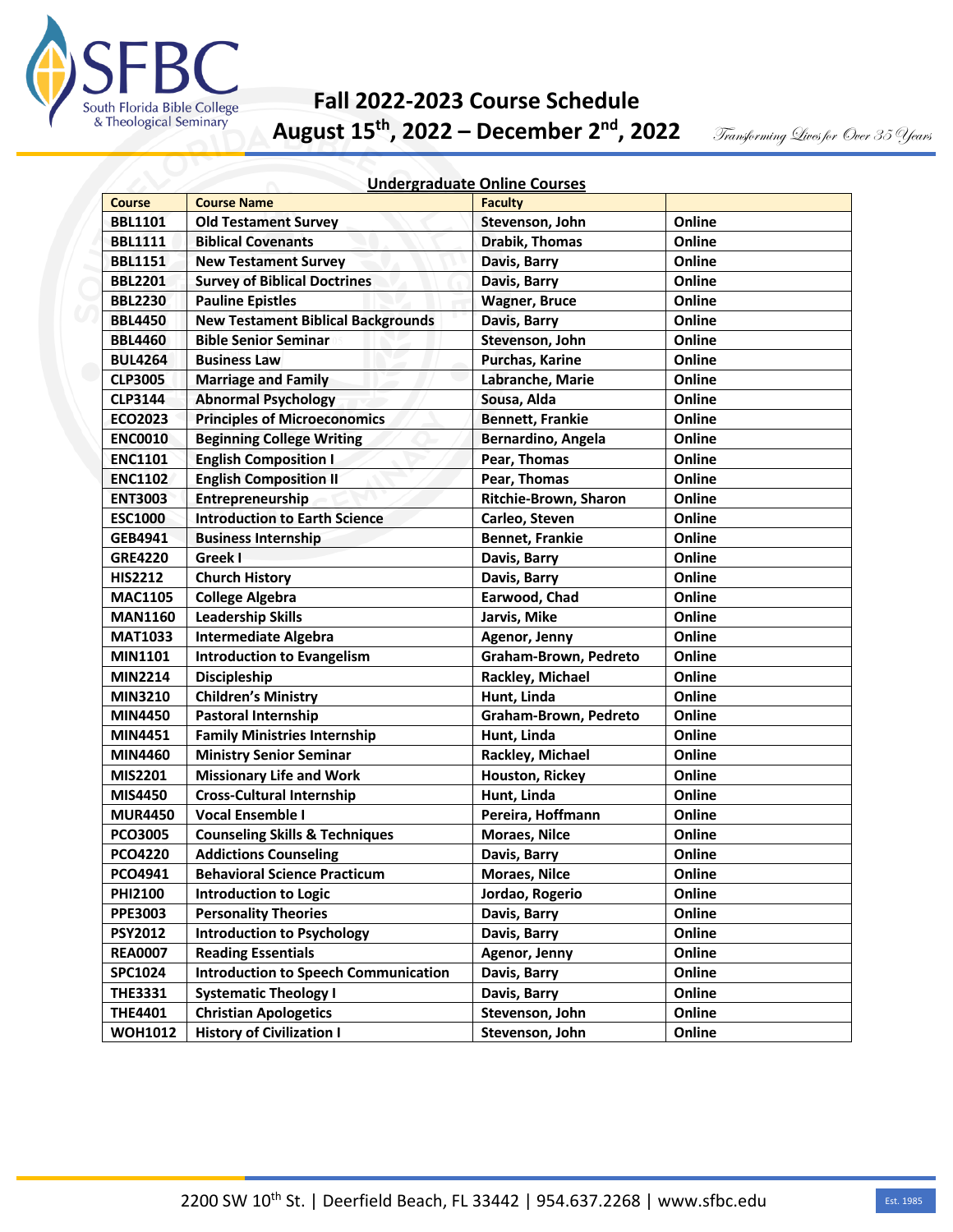# Fall 2022-2023 Course Schedule

## August 15th, 2022 – December 2nd, 2022

*Transforming Lives for Over 35 Years*

### Undergraduate Online Courses

| Course | Course Name | Faculty | |
|---|---|---|---|
| BBL1101 | Old Testament Survey | Stevenson, John | Online |
| BBL1111 | Biblical Covenants | Drabik, Thomas | Online |
| BBL1151 | New Testament Survey | Davis, Barry | Online |
| BBL2201 | Survey of Biblical Doctrines | Davis, Barry | Online |
| BBL2230 | Pauline Epistles | Wagner, Bruce | Online |
| BBL4450 | New Testament Biblical Backgrounds | Davis, Barry | Online |
| BBL4460 | Bible Senior Seminar | Stevenson, John | Online |
| BUL4264 | Business Law | Purchas, Karine | Online |
| CLP3005 | Marriage and Family | Labranche, Marie | Online |
| CLP3144 | Abnormal Psychology | Sousa, Alda | Online |
| ECO2023 | Principles of Microeconomics | Bennett, Frankie | Online |
| ENC0010 | Beginning College Writing | Bernardino, Angela | Online |
| ENC1101 | English Composition I | Pear, Thomas | Online |
| ENC1102 | English Composition II | Pear, Thomas | Online |
| ENT3003 | Entrepreneurship | Ritchie-Brown, Sharon | Online |
| ESC1000 | Introduction to Earth Science | Carleo, Steven | Online |
| GEB4941 | Business Internship | Bennet, Frankie | Online |
| GRE4220 | Greek I | Davis, Barry | Online |
| HIS2212 | Church History | Davis, Barry | Online |
| MAC1105 | College Algebra | Earwood, Chad | Online |
| MAN1160 | Leadership Skills | Jarvis, Mike | Online |
| MAT1033 | Intermediate Algebra | Agenor, Jenny | Online |
| MIN1101 | Introduction to Evangelism | Graham-Brown, Pedreto | Online |
| MIN2214 | Discipleship | Rackley, Michael | Online |
| MIN3210 | Children's Ministry | Hunt, Linda | Online |
| MIN4450 | Pastoral Internship | Graham-Brown, Pedreto | Online |
| MIN4451 | Family Ministries Internship | Hunt, Linda | Online |
| MIN4460 | Ministry Senior Seminar | Rackley, Michael | Online |
| MIS2201 | Missionary Life and Work | Houston, Rickey | Online |
| MIS4450 | Cross-Cultural Internship | Hunt, Linda | Online |
| MUR4450 | Vocal Ensemble I | Pereira, Hoffmann | Online |
| PCO3005 | Counseling Skills & Techniques | Moraes, Nilce | Online |
| PCO4220 | Addictions Counseling | Davis, Barry | Online |
| PCO4941 | Behavioral Science Practicum | Moraes, Nilce | Online |
| PHI2100 | Introduction to Logic | Jordao, Rogerio | Online |
| PPE3003 | Personality Theories | Davis, Barry | Online |
| PSY2012 | Introduction to Psychology | Davis, Barry | Online |
| REA0007 | Reading Essentials | Agenor, Jenny | Online |
| SPC1024 | Introduction to Speech Communication | Davis, Barry | Online |
| THE3331 | Systematic Theology I | Davis, Barry | Online |
| THE4401 | Christian Apologetics | Stevenson, John | Online |
| WOH1012 | History of Civilization I | Stevenson, John | Online |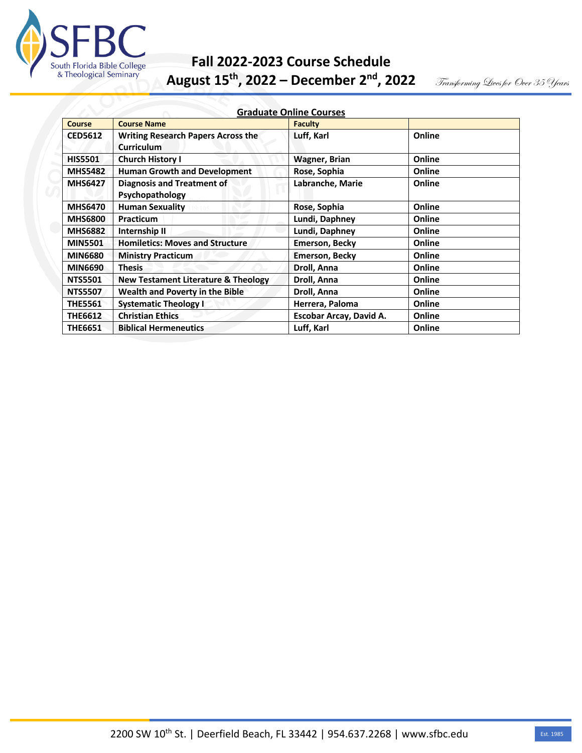# Fall 2022-2023 Course Schedule

## August 15th, 2022 – December 2nd, 2022

*Transforming Lives for Over 35 Years*

### Graduate Online Courses

| Course | Course Name | Faculty | |
|---|---|---|---|
| CED5612 | Writing Research Papers Across the Curriculum | Luff, Karl | Online |
| HIS5501 | Church History I | Wagner, Brian | Online |
| MHS5482 | Human Growth and Development | Rose, Sophia | Online |
| MHS6427 | Diagnosis and Treatment of Psychopathology | Labranche, Marie | Online |
| MHS6470 | Human Sexuality | Rose, Sophia | Online |
| MHS6800 | Practicum | Lundi, Daphney | Online |
| MHS6882 | Internship II | Lundi, Daphney | Online |
| MIN5501 | Homiletics: Moves and Structure | Emerson, Becky | Online |
| MIN6680 | Ministry Practicum | Emerson, Becky | Online |
| MIN6690 | Thesis | Droll, Anna | Online |
| NTS5501 | New Testament Literature & Theology | Droll, Anna | Online |
| NTS5507 | Wealth and Poverty in the Bible | Droll, Anna | Online |
| THE5561 | Systematic Theology I | Herrera, Paloma | Online |
| THE6612 | Christian Ethics | Escobar Arcay, David A. | Online |
| THE6651 | Biblical Hermeneutics | Luff, Karl | Online |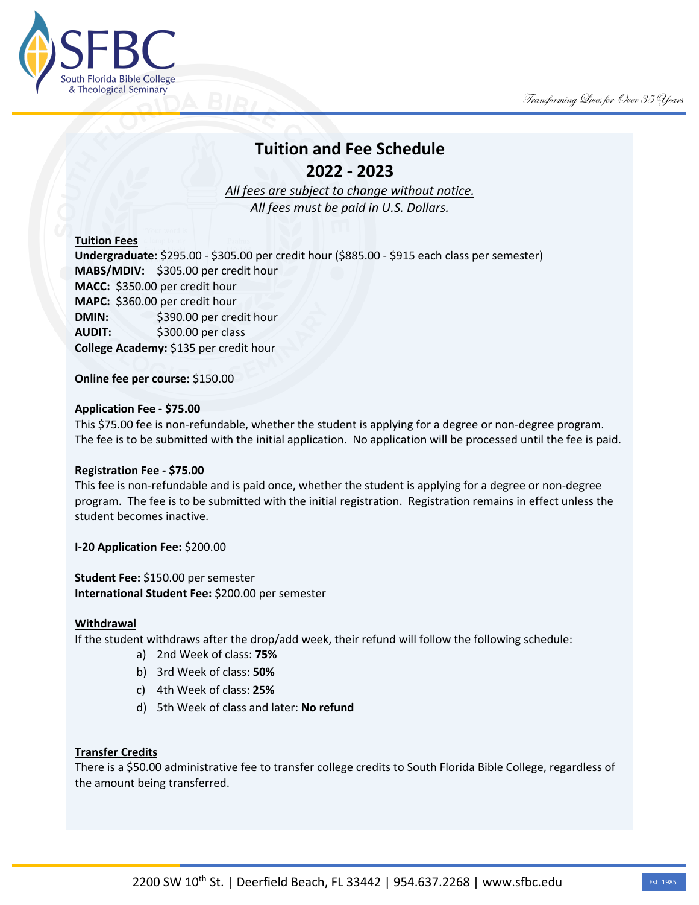# Tuition and Fee Schedule
# 2022 - 2023

*All fees are subject to change without notice.*
*All fees must be paid in U.S. Dollars.*

**Tuition Fees**

**Undergraduate:** $295.00 - $305.00 per credit hour ($885.00 - $915 each class per semester)
**MABS/MDIV:** $305.00 per credit hour
**MACC:** $350.00 per credit hour
**MAPC:** $360.00 per credit hour
**DMIN:** $390.00 per credit hour
**AUDIT:** $300.00 per class
**College Academy:** $135 per credit hour

**Online fee per course:** $150.00

**Application Fee - $75.00**
This $75.00 fee is non-refundable, whether the student is applying for a degree or non-degree program. The fee is to be submitted with the initial application. No application will be processed until the fee is paid.

**Registration Fee - $75.00**
This fee is non-refundable and is paid once, whether the student is applying for a degree or non-degree program. The fee is to be submitted with the initial registration. Registration remains in effect unless the student becomes inactive.

**I-20 Application Fee:** $200.00

**Student Fee:** $150.00 per semester
**International Student Fee:** $200.00 per semester

**Withdrawal**
If the student withdraws after the drop/add week, their refund will follow the following schedule:

a) 2nd Week of class: **75%**
b) 3rd Week of class: **50%**
c) 4th Week of class: **25%**
d) 5th Week of class and later: **No refund**

**Transfer Credits**
There is a $50.00 administrative fee to transfer college credits to South Florida Bible College, regardless of the amount being transferred.